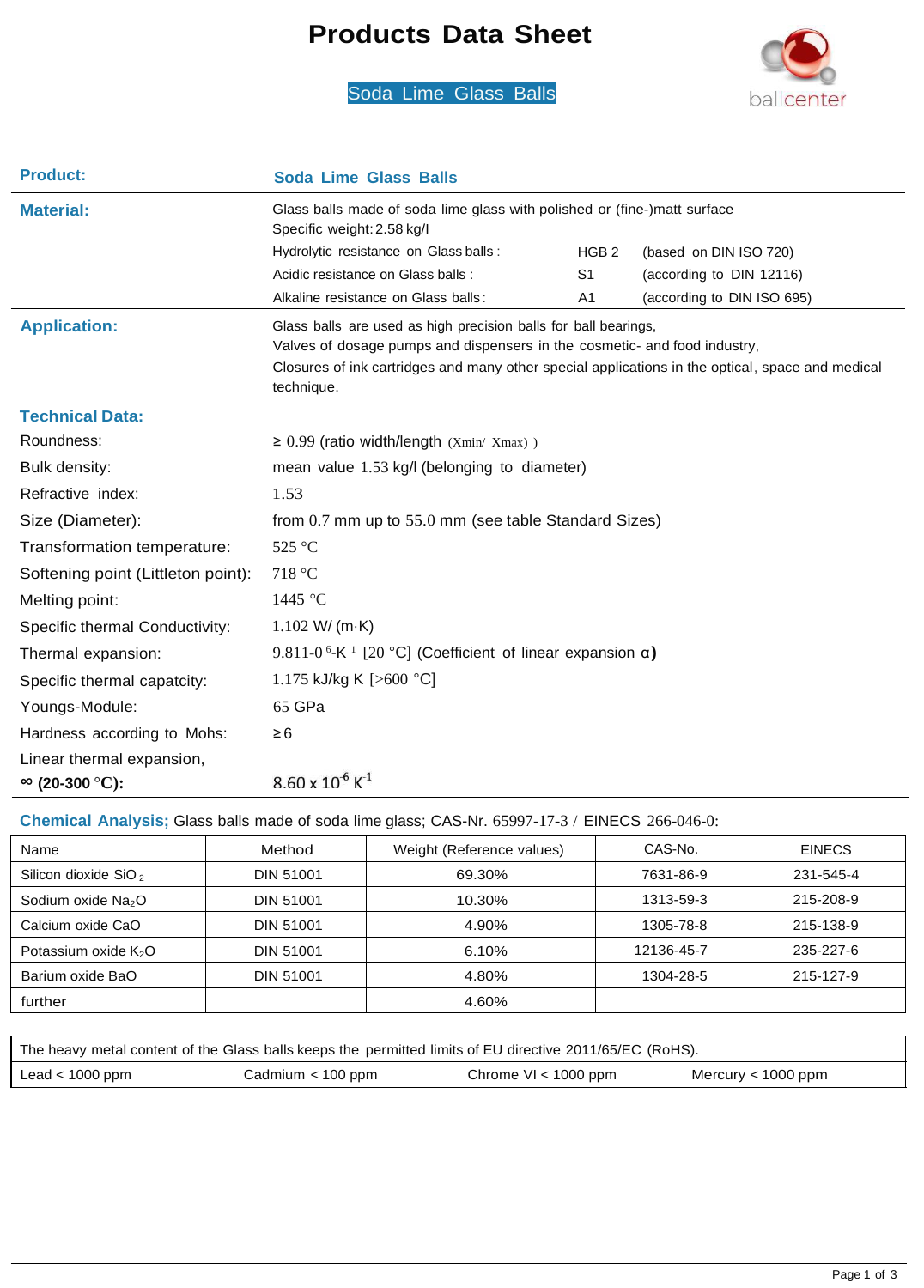# Products Data Sheet

## Soda Lime Glass Balls

ballcenter

| | |
|---|---|
| **Product:** | **Soda Lime Glass Balls** |
| **Material:** | Glass balls made of soda lime glass with polished or (fine-)matt surface<br>Specific weight: 2.58 kg/l<br>Hydrolytic resistance on Glass balls: HGB 2 (based on DIN ISO 720)<br>Acidic resistance on Glass balls: S1 (according to DIN 12116)<br>Alkaline resistance on Glass balls: A1 (according to DIN ISO 695) |
| **Application:** | Glass balls are used as high precision balls for ball bearings,<br>Valves of dosage pumps and dispensers in the cosmetic- and food industry,<br>Closures of ink cartridges and many other special applications in the optical, space and medical technique. |

### Technical Data:

| | |
|---|---|
| Roundness: | ≥ 0.99 (ratio width/length ($X_{min}$/ $X_{max}$) ) |
| Bulk density: | mean value 1.53 kg/l (belonging to diameter) |
| Refractive index: | 1.53 |
| Size (Diameter): | from 0.7 mm up to 55.0 mm (see table Standard Sizes) |
| Transformation temperature: | 525 °C |
| Softening point (Littleton point): | 718 °C |
| Melting point: | 1445 °C |
| Specific thermal Conductivity: | 1.102 W/ (m·K) |
| Thermal expansion: | 9.811-0 $^{6}$-K $^{1}$ [20 °C] (Coefficient of linear expansion α) |
| Specific thermal capatcity: | 1.175 kJ/kg K [>600 °C] |
| Youngs-Module: | 65 GPa |
| Hardness according to Mohs: | ≥ 6 |
| Linear thermal expansion, **∞ (20-300 °C):** | 8.60 x $10^{6}$ $K^{-1}$ |

**Chemical Analysis;** Glass balls made of soda lime glass; CAS-Nr. 65997-17-3 / EINECS 266-046-0:

| Name | Method | Weight (Reference values) | CAS-No. | EINECS |
|---|---|---|---|---|
| Silicon dioxide $SiO_2$ | DIN 51001 | 69.30% | 7631-86-9 | 231-545-4 |
| Sodium oxide $Na_2O$ | DIN 51001 | 10.30% | 1313-59-3 | 215-208-9 |
| Calcium oxide CaO | DIN 51001 | 4.90% | 1305-78-8 | 215-138-9 |
| Potassium oxide $K_2O$ | DIN 51001 | 6.10% | 12136-45-7 | 235-227-6 |
| Barium oxide BaO | DIN 51001 | 4.80% | 1304-28-5 | 215-127-9 |
| further | | 4.60% | | |

| The heavy metal content of the Glass balls keeps the permitted limits of EU directive 2011/65/EC (RoHS). | | | |
|---|---|---|---|
| Lead < 1000 ppm | Cadmium < 100 ppm | Chrome VI < 1000 ppm | Mercury < 1000 ppm |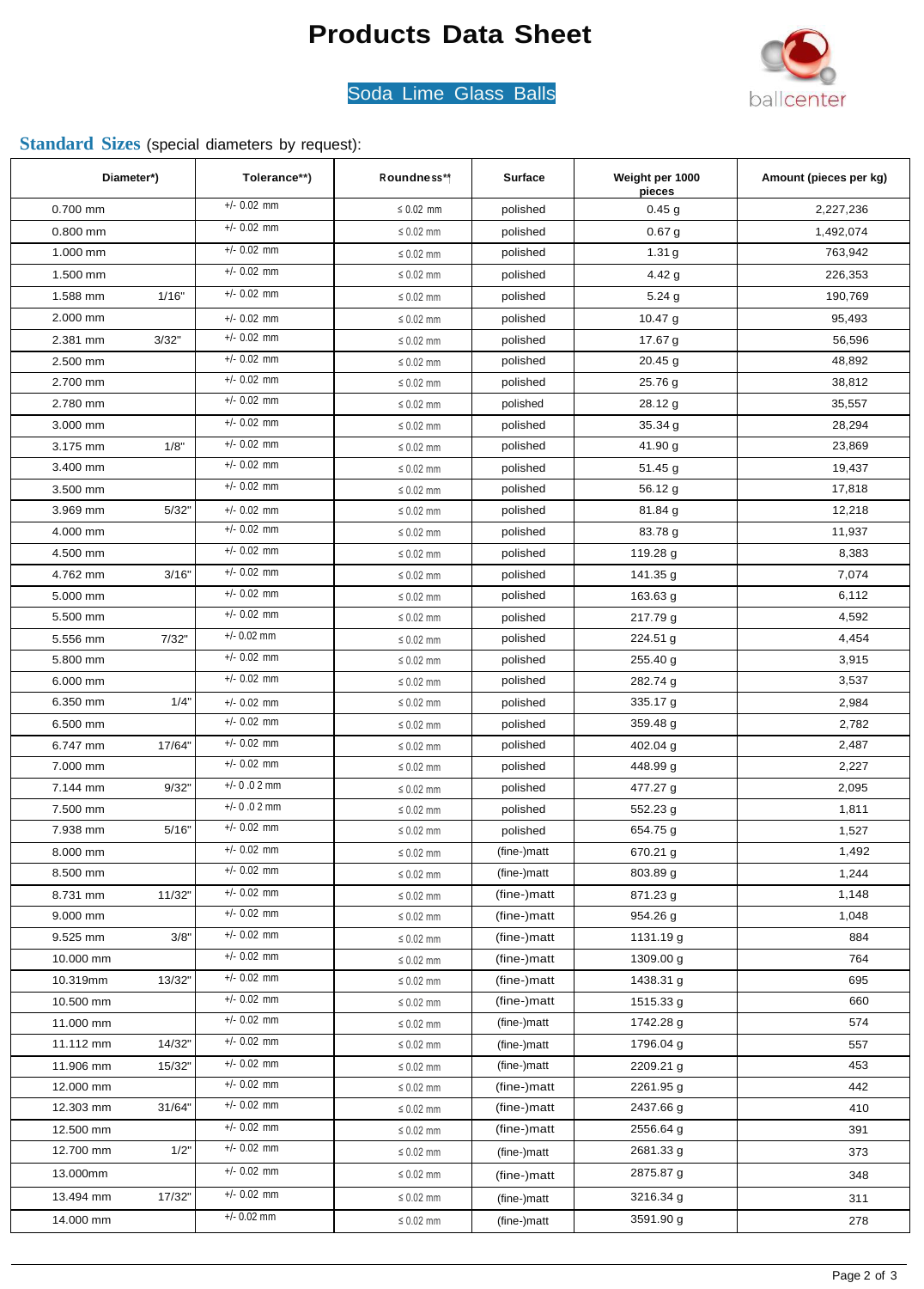# Products Data Sheet

## Soda Lime Glass Balls

ballcenter

**Standard Sizes** (special diameters by request):

| Diameter*) | | Tolerance**) | Roundness**) | Surface | Weight per 1000 pieces | Amount (pieces per kg) |
|---|---|---|---|---|---|---|
| 0.700 mm | | +/- 0.02 mm | ≤ 0.02 mm | polished | 0.45 g | 2,227,236 |
| 0.800 mm | | +/- 0.02 mm | ≤ 0.02 mm | polished | 0.67 g | 1,492,074 |
| 1.000 mm | | +/- 0.02 mm | ≤ 0.02 mm | polished | 1.31 g | 763,942 |
| 1.500 mm | | +/- 0.02 mm | ≤ 0.02 mm | polished | 4.42 g | 226,353 |
| 1.588 mm | 1/16" | +/- 0.02 mm | ≤ 0.02 mm | polished | 5.24 g | 190,769 |
| 2.000 mm | | +/- 0.02 mm | ≤ 0.02 mm | polished | 10.47 g | 95,493 |
| 2.381 mm | 3/32" | +/- 0.02 mm | ≤ 0.02 mm | polished | 17.67 g | 56,596 |
| 2.500 mm | | +/- 0.02 mm | ≤ 0.02 mm | polished | 20.45 g | 48,892 |
| 2.700 mm | | +/- 0.02 mm | ≤ 0.02 mm | polished | 25.76 g | 38,812 |
| 2.780 mm | | +/- 0.02 mm | ≤ 0.02 mm | polished | 28.12 g | 35,557 |
| 3.000 mm | | +/- 0.02 mm | ≤ 0.02 mm | polished | 35.34 g | 28,294 |
| 3.175 mm | 1/8" | +/- 0.02 mm | ≤ 0.02 mm | polished | 41.90 g | 23,869 |
| 3.400 mm | | +/- 0.02 mm | ≤ 0.02 mm | polished | 51.45 g | 19,437 |
| 3.500 mm | | +/- 0.02 mm | ≤ 0.02 mm | polished | 56.12 g | 17,818 |
| 3.969 mm | 5/32" | +/- 0.02 mm | ≤ 0.02 mm | polished | 81.84 g | 12,218 |
| 4.000 mm | | +/- 0.02 mm | ≤ 0.02 mm | polished | 83.78 g | 11,937 |
| 4.500 mm | | +/- 0.02 mm | ≤ 0.02 mm | polished | 119.28 g | 8,383 |
| 4.762 mm | 3/16" | +/- 0.02 mm | ≤ 0.02 mm | polished | 141.35 g | 7,074 |
| 5.000 mm | | +/- 0.02 mm | ≤ 0.02 mm | polished | 163.63 g | 6,112 |
| 5.500 mm | | +/- 0.02 mm | ≤ 0.02 mm | polished | 217.79 g | 4,592 |
| 5.556 mm | 7/32" | +/- 0.02 mm | ≤ 0.02 mm | polished | 224.51 g | 4,454 |
| 5.800 mm | | +/- 0.02 mm | ≤ 0.02 mm | polished | 255.40 g | 3,915 |
| 6.000 mm | | +/- 0.02 mm | ≤ 0.02 mm | polished | 282.74 g | 3,537 |
| 6.350 mm | 1/4" | +/- 0.02 mm | ≤ 0.02 mm | polished | 335.17 g | 2,984 |
| 6.500 mm | | +/- 0.02 mm | ≤ 0.02 mm | polished | 359.48 g | 2,782 |
| 6.747 mm | 17/64" | +/- 0.02 mm | ≤ 0.02 mm | polished | 402.04 g | 2,487 |
| 7.000 mm | | +/- 0.02 mm | ≤ 0.02 mm | polished | 448.99 g | 2,227 |
| 7.144 mm | 9/32" | +/- 0.02 mm | ≤ 0.02 mm | polished | 477.27 g | 2,095 |
| 7.500 mm | | +/- 0.02 mm | ≤ 0.02 mm | polished | 552.23 g | 1,811 |
| 7.938 mm | 5/16" | +/- 0.02 mm | ≤ 0.02 mm | polished | 654.75 g | 1,527 |
| 8.000 mm | | +/- 0.02 mm | ≤ 0.02 mm | (fine-)matt | 670.21 g | 1,492 |
| 8.500 mm | | +/- 0.02 mm | ≤ 0.02 mm | (fine-)matt | 803.89 g | 1,244 |
| 8.731 mm | 11/32" | +/- 0.02 mm | ≤ 0.02 mm | (fine-)matt | 871.23 g | 1,148 |
| 9.000 mm | | +/- 0.02 mm | ≤ 0.02 mm | (fine-)matt | 954.26 g | 1,048 |
| 9.525 mm | 3/8" | +/- 0.02 mm | ≤ 0.02 mm | (fine-)matt | 1131.19 g | 884 |
| 10.000 mm | | +/- 0.02 mm | ≤ 0.02 mm | (fine-)matt | 1309.00 g | 764 |
| 10.319mm | 13/32" | +/- 0.02 mm | ≤ 0.02 mm | (fine-)matt | 1438.31 g | 695 |
| 10.500 mm | | +/- 0.02 mm | ≤ 0.02 mm | (fine-)matt | 1515.33 g | 660 |
| 11.000 mm | | +/- 0.02 mm | ≤ 0.02 mm | (fine-)matt | 1742.28 g | 574 |
| 11.112 mm | 14/32" | +/- 0.02 mm | ≤ 0.02 mm | (fine-)matt | 1796.04 g | 557 |
| 11.906 mm | 15/32" | +/- 0.02 mm | ≤ 0.02 mm | (fine-)matt | 2209.21 g | 453 |
| 12.000 mm | | +/- 0.02 mm | ≤ 0.02 mm | (fine-)matt | 2261.95 g | 442 |
| 12.303 mm | 31/64" | +/- 0.02 mm | ≤ 0.02 mm | (fine-)matt | 2437.66 g | 410 |
| 12.500 mm | | +/- 0.02 mm | ≤ 0.02 mm | (fine-)matt | 2556.64 g | 391 |
| 12.700 mm | 1/2" | +/- 0.02 mm | ≤ 0.02 mm | (fine-)matt | 2681.33 g | 373 |
| 13.000mm | | +/- 0.02 mm | ≤ 0.02 mm | (fine-)matt | 2875.87 g | 348 |
| 13.494 mm | 17/32" | +/- 0.02 mm | ≤ 0.02 mm | (fine-)matt | 3216.34 g | 311 |
| 14.000 mm | | +/- 0.02 mm | ≤ 0.02 mm | (fine-)matt | 3591.90 g | 278 |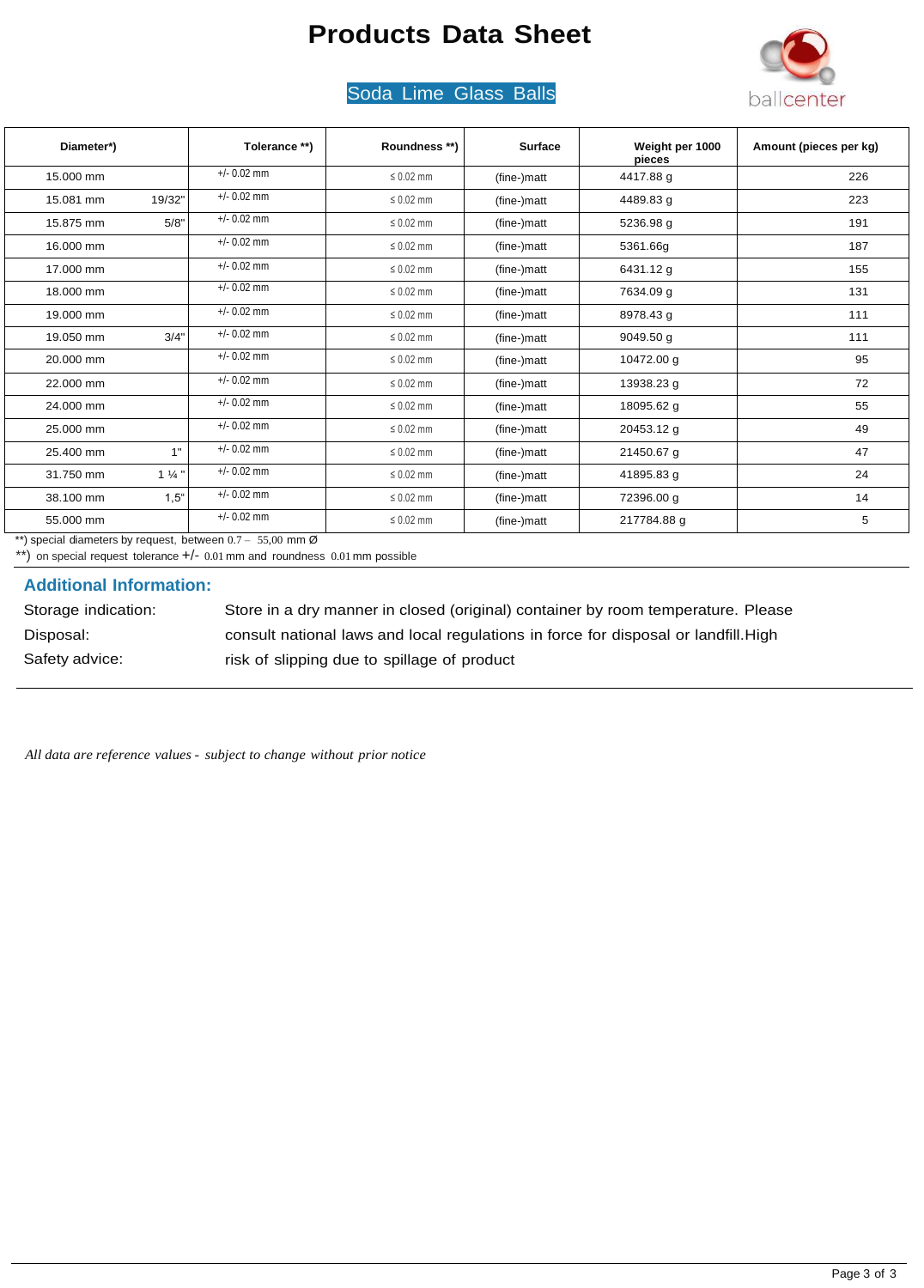# Products Data Sheet

## Soda Lime Glass Balls

ballcenter

| Diameter*) | | Tolerance **) | Roundness **) | Surface | Weight per 1000 pieces | Amount (pieces per kg) |
|---|---|---|---|---|---|---|
| 15.000 mm | | +/- 0.02 mm | ≤ 0.02 mm | (fine-)matt | 4417.88 g | 226 |
| 15.081 mm | 19/32" | +/- 0.02 mm | ≤ 0.02 mm | (fine-)matt | 4489.83 g | 223 |
| 15.875 mm | 5/8" | +/- 0.02 mm | ≤ 0.02 mm | (fine-)matt | 5236.98 g | 191 |
| 16.000 mm | | +/- 0.02 mm | ≤ 0.02 mm | (fine-)matt | 5361.66g | 187 |
| 17.000 mm | | +/- 0.02 mm | ≤ 0.02 mm | (fine-)matt | 6431.12 g | 155 |
| 18.000 mm | | +/- 0.02 mm | ≤ 0.02 mm | (fine-)matt | 7634.09 g | 131 |
| 19.000 mm | | +/- 0.02 mm | ≤ 0.02 mm | (fine-)matt | 8978.43 g | 111 |
| 19.050 mm | 3/4" | +/- 0.02 mm | ≤ 0.02 mm | (fine-)matt | 9049.50 g | 111 |
| 20.000 mm | | +/- 0.02 mm | ≤ 0.02 mm | (fine-)matt | 10472.00 g | 95 |
| 22.000 mm | | +/- 0.02 mm | ≤ 0.02 mm | (fine-)matt | 13938.23 g | 72 |
| 24.000 mm | | +/- 0.02 mm | ≤ 0.02 mm | (fine-)matt | 18095.62 g | 55 |
| 25.000 mm | | +/- 0.02 mm | ≤ 0.02 mm | (fine-)matt | 20453.12 g | 49 |
| 25.400 mm | 1" | +/- 0.02 mm | ≤ 0.02 mm | (fine-)matt | 21450.67 g | 47 |
| 31.750 mm | 1 ¼ " | +/- 0.02 mm | ≤ 0.02 mm | (fine-)matt | 41895.83 g | 24 |
| 38.100 mm | 1,5" | +/- 0.02 mm | ≤ 0.02 mm | (fine-)matt | 72396.00 g | 14 |
| 55.000 mm | | +/- 0.02 mm | ≤ 0.02 mm | (fine-)matt | 217784.88 g | 5 |

**) special diameters by request, between 0.7 – 55,00 mm Ø

**) on special request tolerance +/- 0.01 mm and roundness 0.01 mm possible

### Additional Information:

Storage indication: Store in a dry manner in closed (original) container by room temperature. Please

Disposal: consult national laws and local regulations in force for disposal or landfill.High

Safety advice: risk of slipping due to spillage of product

*All data are reference values - subject to change without prior notice*